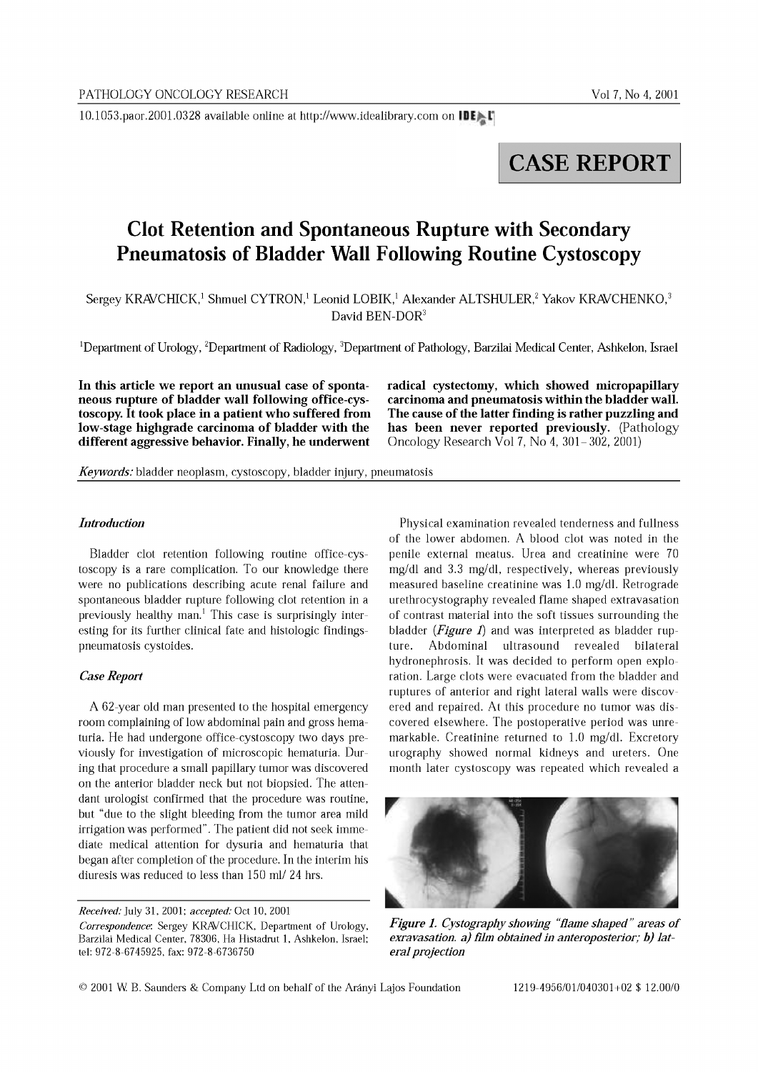CASE REPORT

# Clot Retention and Spontaneous Rupture with Secondary Pneumatosis of Bladder Wall Following Routine Cystoscopy

Sergey KRAVCHICK,[1] Shmuel CYTRON,[1] Leonid LOBIK,[1] Alexander ALTSHULER,[2] Yakov KRAVCHENKO,[3] David BEN-DOR[3]

[1]Department of Urology, [2]Department of Radiology, [3]Department of Pathology, Barzilai Medical Center, Ashkelon, Israel

**In this article we report an unusual case of spontaneous rupture of bladder wall following office-cystoscopy. It took place in a patient who suffered from low-stage highgrade carcinoma of bladder with the different aggressive behavior. Finally, he underwent radical cystectomy, which showed micropapillary carcinoma and pneumatosis within the bladder wall. The cause of the latter finding is rather puzzling and has been never reported previously.** (Pathology Oncology Research Vol 7, No 4, 301–302, 2001)

*Keywords:* bladder neoplasm, cystoscopy, bladder injury, pneumatosis

### *Introduction*

Bladder clot retention following routine office-cystoscopy is a rare complication. To our knowledge there were no publications describing acute renal failure and spontaneous bladder rupture following clot retention in a previously healthy man.[1] This case is surprisingly interesting for its further clinical fate and histologic findings-pneumatosis cystoides.

### *Case Report*

A 62-year old man presented to the hospital emergency room complaining of low abdominal pain and gross hematuria. He had undergone office-cystoscopy two days previously for investigation of microscopic hematuria. During that procedure a small papillary tumor was discovered on the anterior bladder neck but not biopsied. The attendant urologist confirmed that the procedure was routine, but "due to the slight bleeding from the tumor area mild irrigation was performed". The patient did not seek immediate medical attention for dysuria and hematuria that began after completion of the procedure. In the interim his diuresis was reduced to less than 150 ml/ 24 hrs.

Physical examination revealed tenderness and fullness of the lower abdomen. A blood clot was noted in the penile external meatus. Urea and creatinine were 70 mg/dl and 3.3 mg/dl, respectively, whereas previously measured baseline creatinine was 1.0 mg/dl. Retrograde urethrocystography revealed flame shaped extravasation of contrast material into the soft tissues surrounding the bladder (*Figure 1*) and was interpreted as bladder rupture. Abdominal ultrasound revealed bilateral hydronephrosis. It was decided to perform open exploration. Large clots were evacuated from the bladder and ruptures of anterior and right lateral walls were discovered and repaired. At this procedure no tumor was discovered elsewhere. The postoperative period was unremarkable. Creatinine returned to 1.0 mg/dl. Excretory urography showed normal kidneys and ureters. One month later cystoscopy was repeated which revealed a

*Figure 1. Cystography showing "flame shaped" areas of exravasation. a) film obtained in anteroposterior; b) lateral projection*

*Received:* July 31, 2001; *accepted:* Oct 10, 2001

*Correspondence:* Sergey KRAVCHICK, Department of Urology, Barzilai Medical Center, 78306, Ha Histadrut 1, Ashkelon, Israel; tel: 972-8-6745925, fax: 972-8-6736750

© 2001 W. B. Saunders & Company Ltd on behalf of the Arányi Lajos Foundation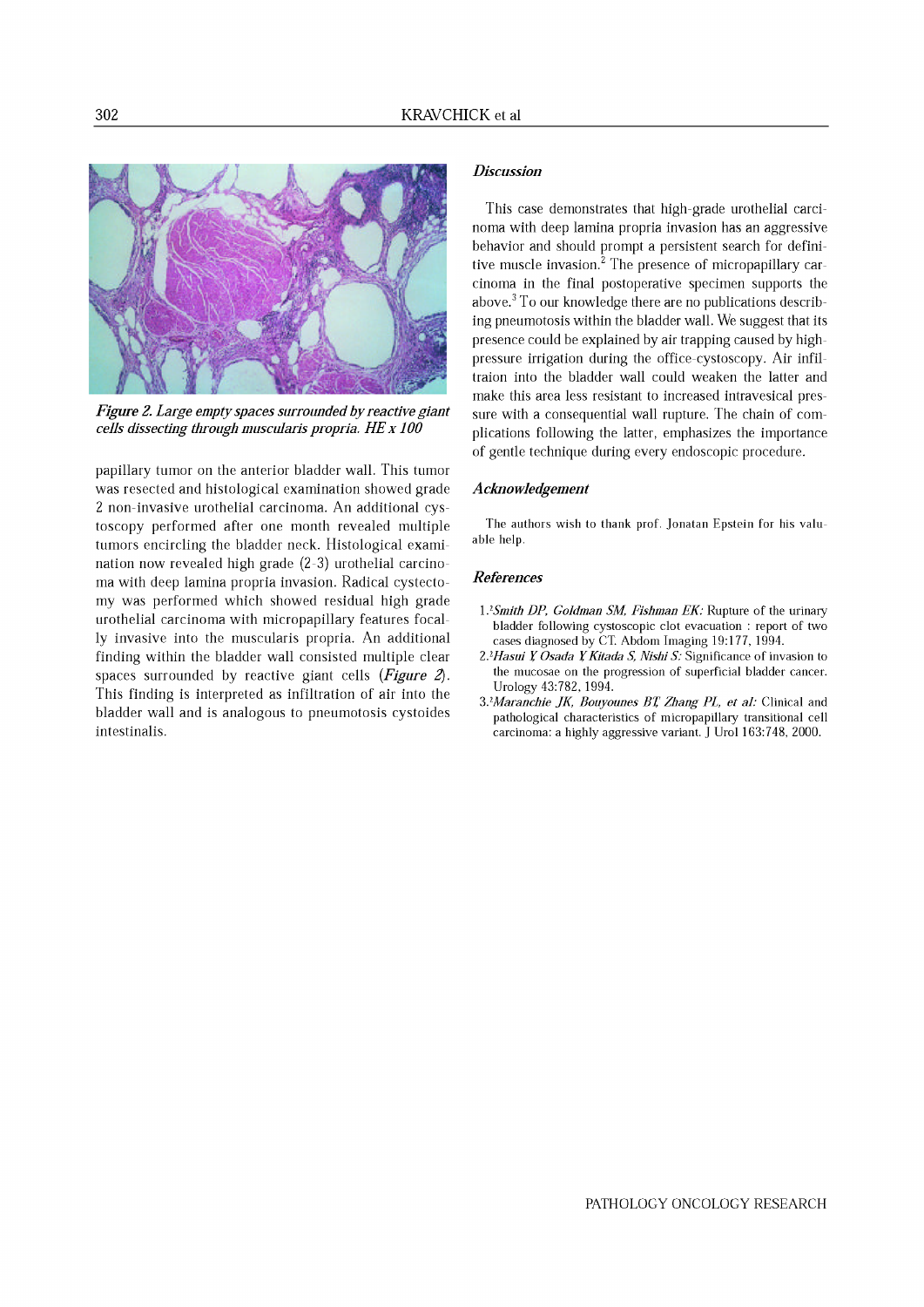*Figure 2. Large empty spaces surrounded by reactive giant cells dissecting through muscularis propria. HE x 100*

papillary tumor on the anterior bladder wall. This tumor was resected and histological examination showed grade 2 non-invasive urothelial carcinoma. An additional cystoscopy performed after one month revealed multiple tumors encircling the bladder neck. Histological examination now revealed high grade (2-3) urothelial carcinoma with deep lamina propria invasion. Radical cystectomy was performed which showed residual high grade urothelial carcinoma with micropapillary features focally invasive into the muscularis propria. An additional finding within the bladder wall consisted multiple clear spaces surrounded by reactive giant cells (***Figure 2***). This finding is interpreted as infiltration of air into the bladder wall and is analogous to pneumotosis cystoides intestinalis.

## *Discussion*

This case demonstrates that high-grade urothelial carcinoma with deep lamina propria invasion has an aggressive behavior and should prompt a persistent search for definitive muscle invasion.[2] The presence of micropapillary carcinoma in the final postoperative specimen supports the above.[3] To our knowledge there are no publications describing pneumotosis within the bladder wall. We suggest that its presence could be explained by air trapping caused by high-pressure irrigation during the office-cystoscopy. Air infiltraion into the bladder wall could weaken the latter and make this area less resistant to increased intravesical pressure with a consequential wall rupture. The chain of complications following the latter, emphasizes the importance of gentle technique during every endoscopic procedure.

## *Acknowledgement*

The authors wish to thank prof. Jonatan Epstein for his valuable help.

## *References*

1. *Smith DP, Goldman SM, Fishman EK:* Rupture of the urinary bladder following cystoscopic clot evacuation : report of two cases diagnosed by CT. Abdom Imaging 19:177, 1994.
2. *Hasui Y, Osada Y, Kitada S, Nishi S:* Significance of invasion to the mucosae on the progression of superficial bladder cancer. Urology 43:782, 1994.
3. *Maranchie JK, Bouyounes BT, Zhang PL, et al:* Clinical and pathological characteristics of micropapillary transitional cell carcinoma: a highly aggressive variant. J Urol 163:748, 2000.